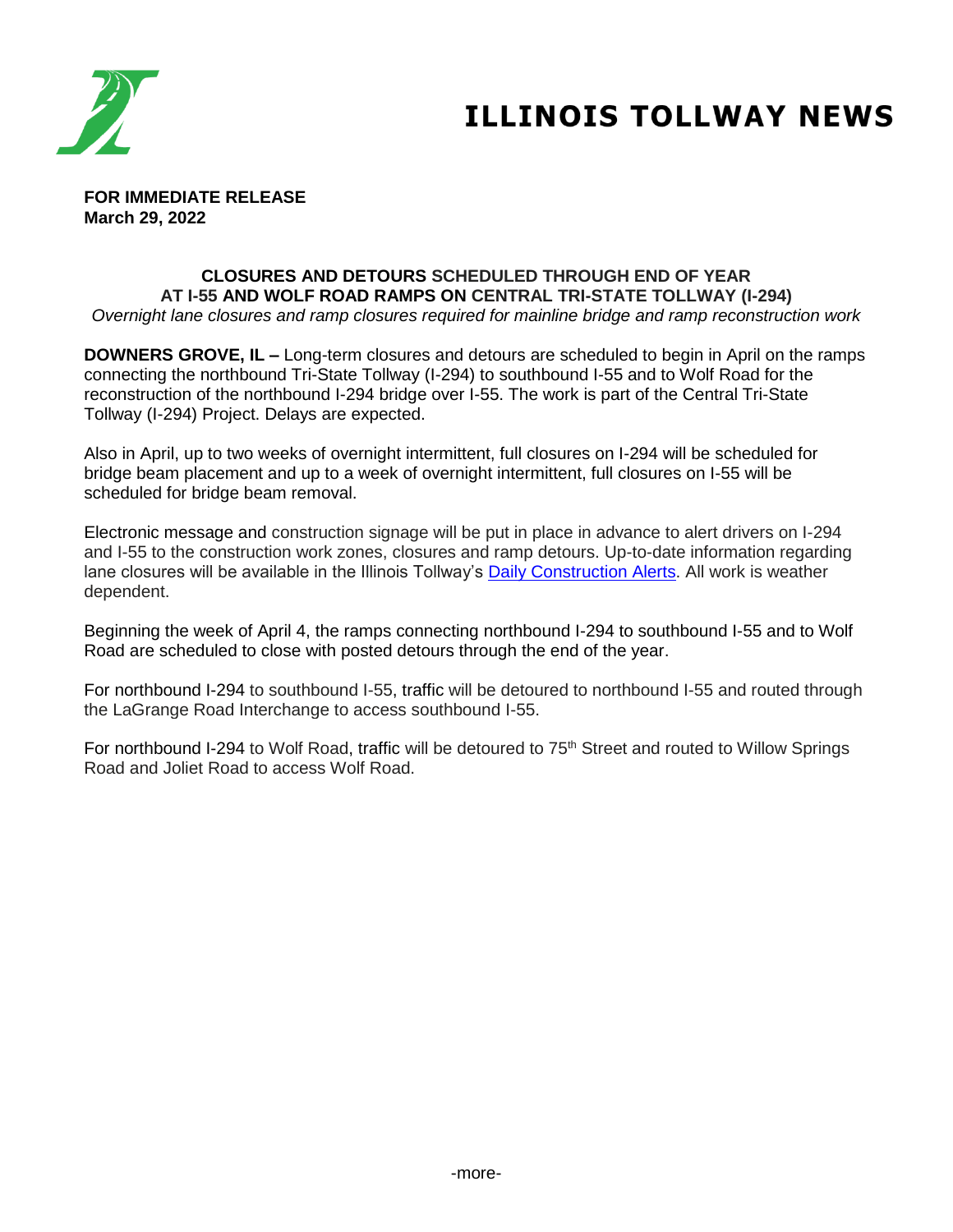# ILLINOIS TOLLWAY NEWS

**FOR IMMEDIATE RELEASE**
**March 29, 2022**

## CLOSURES AND DETOURS SCHEDULED THROUGH END OF YEAR AT I-55 AND WOLF ROAD RAMPS ON CENTRAL TRI-STATE TOLLWAY (I-294)

*Overnight lane closures and ramp closures required for mainline bridge and ramp reconstruction work*

**DOWNERS GROVE, IL –** Long-term closures and detours are scheduled to begin in April on the ramps connecting the northbound Tri-State Tollway (I-294) to southbound I-55 and to Wolf Road for the reconstruction of the northbound I-294 bridge over I-55. The work is part of the Central Tri-State Tollway (I-294) Project. Delays are expected.

Also in April, up to two weeks of overnight intermittent, full closures on I-294 will be scheduled for bridge beam placement and up to a week of overnight intermittent, full closures on I-55 will be scheduled for bridge beam removal.

Electronic message and construction signage will be put in place in advance to alert drivers on I-294 and I-55 to the construction work zones, closures and ramp detours. Up-to-date information regarding lane closures will be available in the Illinois Tollway's Daily Construction Alerts. All work is weather dependent.

Beginning the week of April 4, the ramps connecting northbound I-294 to southbound I-55 and to Wolf Road are scheduled to close with posted detours through the end of the year.

For northbound I-294 to southbound I-55, traffic will be detoured to northbound I-55 and routed through the LaGrange Road Interchange to access southbound I-55.

For northbound I-294 to Wolf Road, traffic will be detoured to 75th Street and routed to Willow Springs Road and Joliet Road to access Wolf Road.

-more-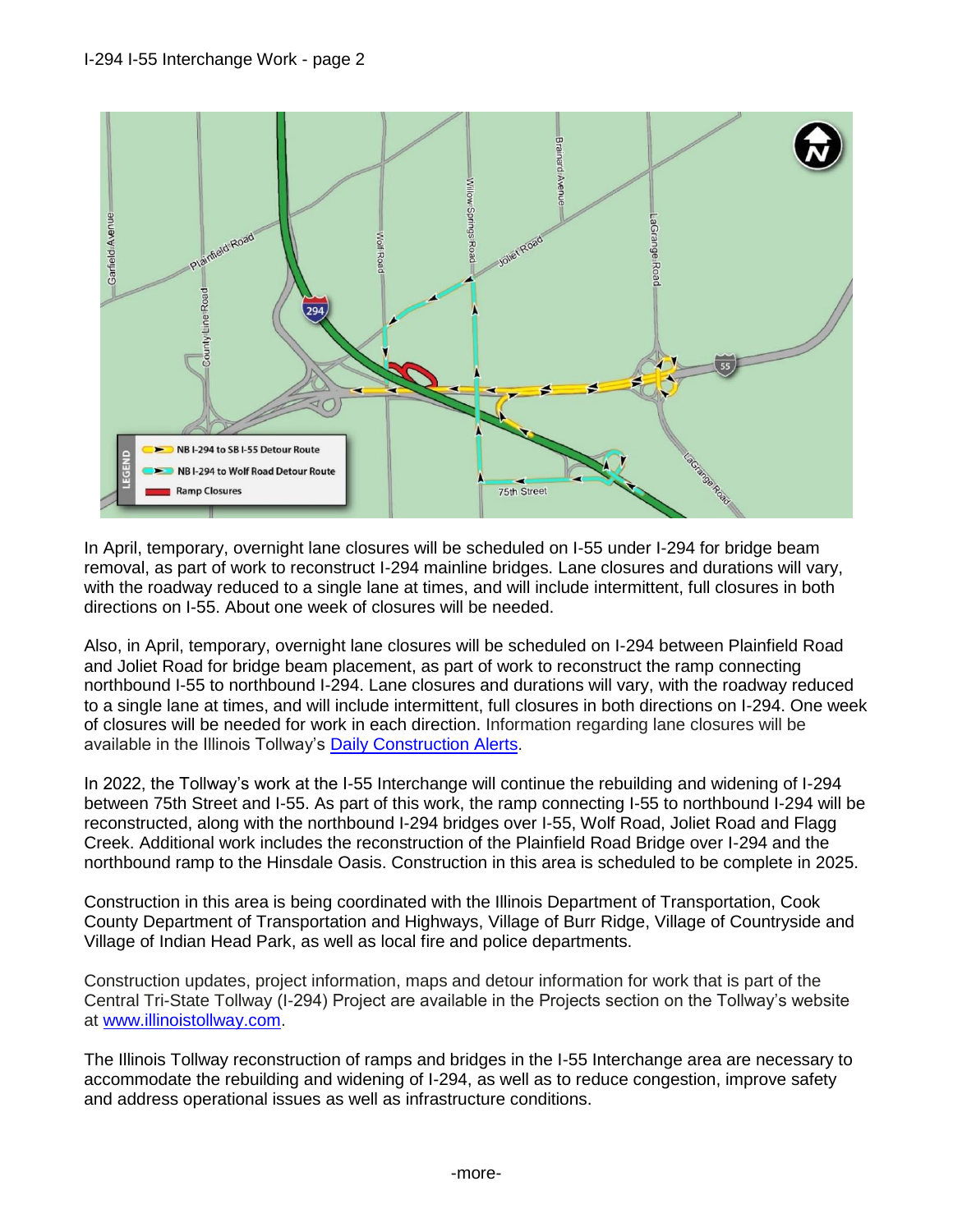In April, temporary, overnight lane closures will be scheduled on I-55 under I-294 for bridge beam removal, as part of work to reconstruct I-294 mainline bridges. Lane closures and durations will vary, with the roadway reduced to a single lane at times, and will include intermittent, full closures in both directions on I-55. About one week of closures will be needed.

Also, in April, temporary, overnight lane closures will be scheduled on I-294 between Plainfield Road and Joliet Road for bridge beam placement, as part of work to reconstruct the ramp connecting northbound I-55 to northbound I-294. Lane closures and durations will vary, with the roadway reduced to a single lane at times, and will include intermittent, full closures in both directions on I-294. One week of closures will be needed for work in each direction. Information regarding lane closures will be available in the Illinois Tollway's [Daily Construction Alerts](Daily Construction Alerts).

In 2022, the Tollway's work at the I-55 Interchange will continue the rebuilding and widening of I-294 between 75th Street and I-55. As part of this work, the ramp connecting I-55 to northbound I-294 will be reconstructed, along with the northbound I-294 bridges over I-55, Wolf Road, Joliet Road and Flagg Creek. Additional work includes the reconstruction of the Plainfield Road Bridge over I-294 and the northbound ramp to the Hinsdale Oasis. Construction in this area is scheduled to be complete in 2025.

Construction in this area is being coordinated with the Illinois Department of Transportation, Cook County Department of Transportation and Highways, Village of Burr Ridge, Village of Countryside and Village of Indian Head Park, as well as local fire and police departments.

Construction updates, project information, maps and detour information for work that is part of the Central Tri-State Tollway (I-294) Project are available in the Projects section on the Tollway's website at [www.illinoistollway.com](www.illinoistollway.com).

The Illinois Tollway reconstruction of ramps and bridges in the I-55 Interchange area are necessary to accommodate the rebuilding and widening of I-294, as well as to reduce congestion, improve safety and address operational issues as well as infrastructure conditions.

-more-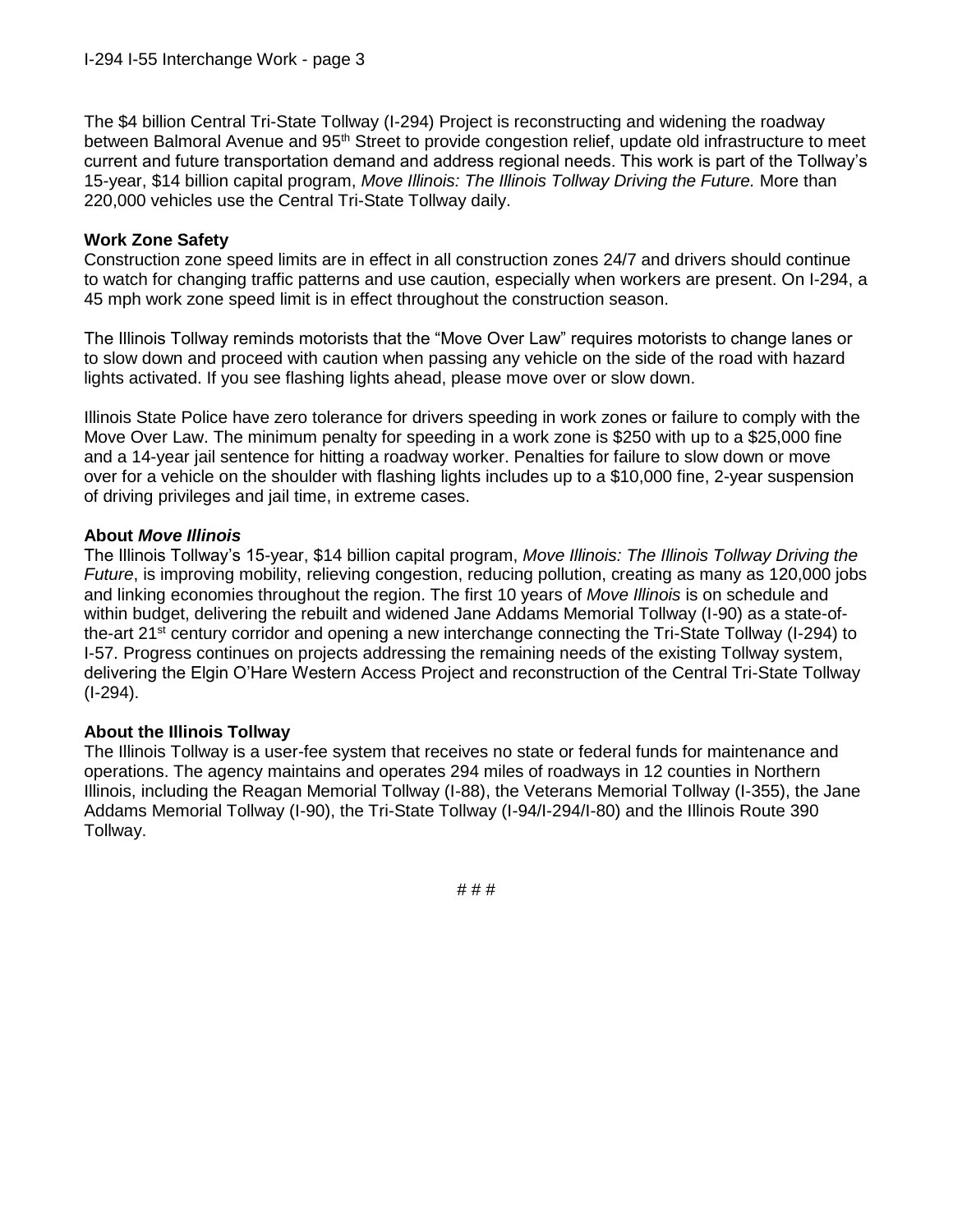The $4 billion Central Tri-State Tollway (I-294) Project is reconstructing and widening the roadway between Balmoral Avenue and 95th Street to provide congestion relief, update old infrastructure to meet current and future transportation demand and address regional needs. This work is part of the Tollway's 15-year, $14 billion capital program, *Move Illinois: The Illinois Tollway Driving the Future.* More than 220,000 vehicles use the Central Tri-State Tollway daily.

**Work Zone Safety**

Construction zone speed limits are in effect in all construction zones 24/7 and drivers should continue to watch for changing traffic patterns and use caution, especially when workers are present. On I-294, a 45 mph work zone speed limit is in effect throughout the construction season.

The Illinois Tollway reminds motorists that the "Move Over Law" requires motorists to change lanes or to slow down and proceed with caution when passing any vehicle on the side of the road with hazard lights activated. If you see flashing lights ahead, please move over or slow down.

Illinois State Police have zero tolerance for drivers speeding in work zones or failure to comply with the Move Over Law. The minimum penalty for speeding in a work zone is $250 with up to a $25,000 fine and a 14-year jail sentence for hitting a roadway worker. Penalties for failure to slow down or move over for a vehicle on the shoulder with flashing lights includes up to a $10,000 fine, 2-year suspension of driving privileges and jail time, in extreme cases.

**About *Move Illinois***

The Illinois Tollway's 15-year, $14 billion capital program, *Move Illinois: The Illinois Tollway Driving the Future*, is improving mobility, relieving congestion, reducing pollution, creating as many as 120,000 jobs and linking economies throughout the region. The first 10 years of *Move Illinois* is on schedule and within budget, delivering the rebuilt and widened Jane Addams Memorial Tollway (I-90) as a state-of-the-art 21st century corridor and opening a new interchange connecting the Tri-State Tollway (I-294) to I-57. Progress continues on projects addressing the remaining needs of the existing Tollway system, delivering the Elgin O'Hare Western Access Project and reconstruction of the Central Tri-State Tollway (I-294).

**About the Illinois Tollway**

The Illinois Tollway is a user-fee system that receives no state or federal funds for maintenance and operations. The agency maintains and operates 294 miles of roadways in 12 counties in Northern Illinois, including the Reagan Memorial Tollway (I-88), the Veterans Memorial Tollway (I-355), the Jane Addams Memorial Tollway (I-90), the Tri-State Tollway (I-94/I-294/I-80) and the Illinois Route 390 Tollway.

# # #